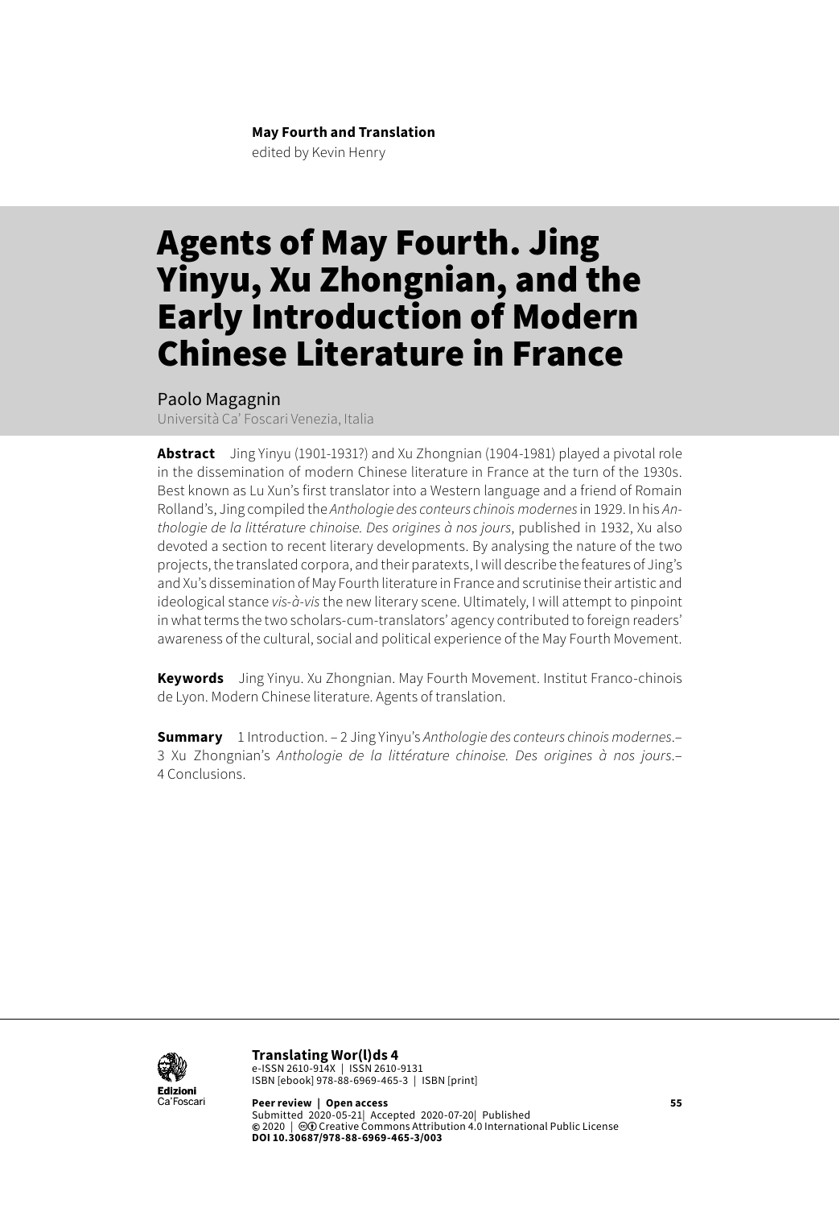**May Fourth and Translation**
edited by Kevin Henry

# Agents of May Fourth. Jing Yinyu, Xu Zhongnian, and the Early Introduction of Modern Chinese Literature in France

Paolo Magagnin
Università Ca' Foscari Venezia, Italia

**Abstract** Jing Yinyu (1901-1931?) and Xu Zhongnian (1904-1981) played a pivotal role in the dissemination of modern Chinese literature in France at the turn of the 1930s. Best known as Lu Xun's first translator into a Western language and a friend of Romain Rolland's, Jing compiled the *Anthologie des conteurs chinois modernes* in 1929. In his *Anthologie de la littérature chinoise. Des origines à nos jours*, published in 1932, Xu also devoted a section to recent literary developments. By analysing the nature of the two projects, the translated corpora, and their paratexts, I will describe the features of Jing's and Xu's dissemination of May Fourth literature in France and scrutinise their artistic and ideological stance *vis-à-vis* the new literary scene. Ultimately, I will attempt to pinpoint in what terms the two scholars-cum-translators' agency contributed to foreign readers' awareness of the cultural, social and political experience of the May Fourth Movement.

**Keywords** Jing Yinyu. Xu Zhongnian. May Fourth Movement. Institut Franco-chinois de Lyon. Modern Chinese literature. Agents of translation.

**Summary** 1 Introduction. – 2 Jing Yinyu's *Anthologie des conteurs chinois modernes*.– 3 Xu Zhongnian's *Anthologie de la littérature chinoise. Des origines à nos jours*.– 4 Conclusions.

**Translating Wor(l)ds 4**
e-ISSN 2610-914X | ISSN 2610-9131
ISBN [ebook] 978-88-6969-465-3 | ISBN [print]

**Peer review | Open access**
Submitted 2020-05-21| Accepted 2020-07-20| Published
© 2020 | Creative Commons Attribution 4.0 International Public License
**DOI 10.30687/978-88-6969-465-3/003**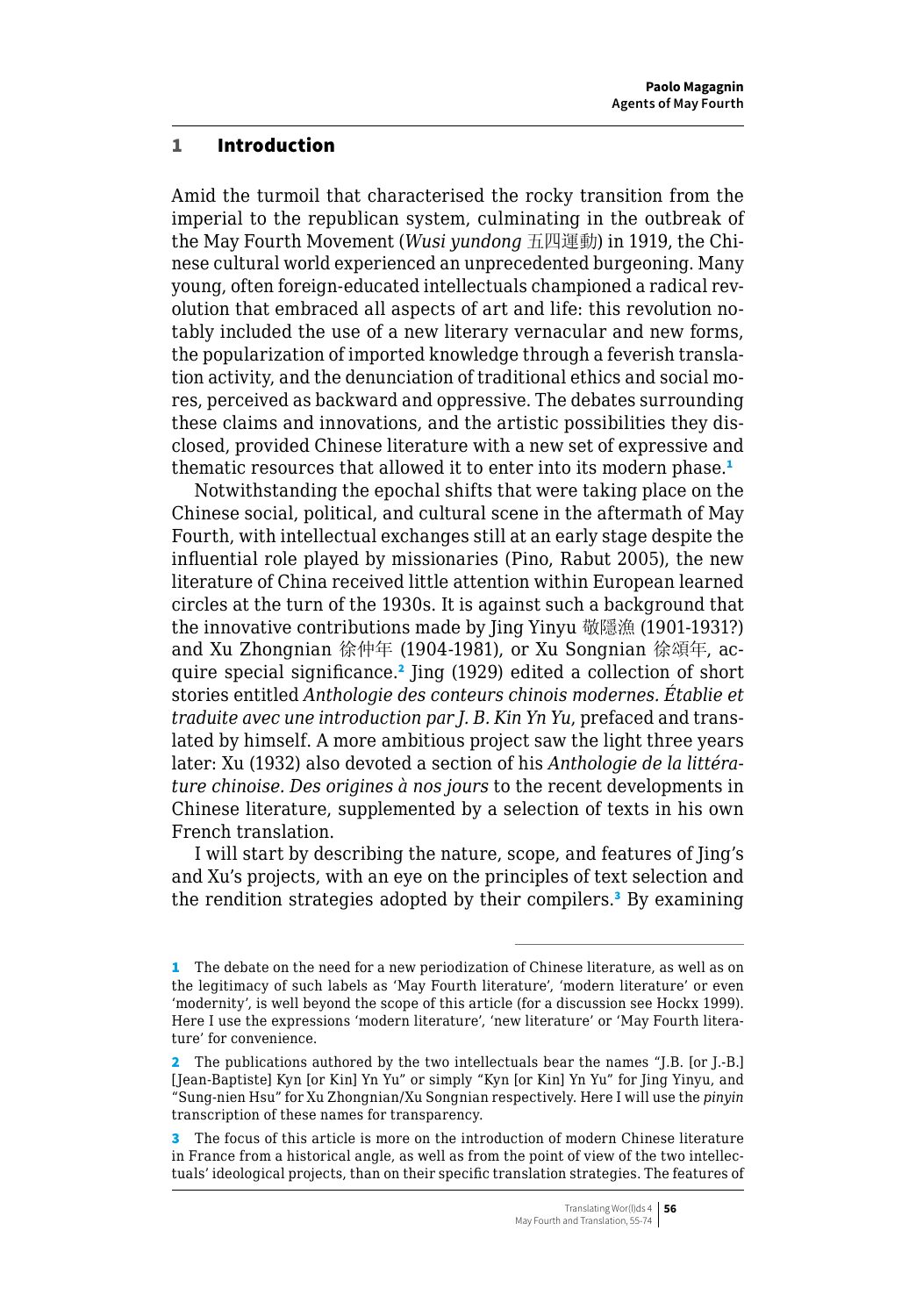## 1 Introduction

Amid the turmoil that characterised the rocky transition from the imperial to the republican system, culminating in the outbreak of the May Fourth Movement (*Wusi yundong* 五四運動) in 1919, the Chinese cultural world experienced an unprecedented burgeoning. Many young, often foreign-educated intellectuals championed a radical revolution that embraced all aspects of art and life: this revolution notably included the use of a new literary vernacular and new forms, the popularization of imported knowledge through a feverish translation activity, and the denunciation of traditional ethics and social mores, perceived as backward and oppressive. The debates surrounding these claims and innovations, and the artistic possibilities they disclosed, provided Chinese literature with a new set of expressive and thematic resources that allowed it to enter into its modern phase.[1]

Notwithstanding the epochal shifts that were taking place on the Chinese social, political, and cultural scene in the aftermath of May Fourth, with intellectual exchanges still at an early stage despite the influential role played by missionaries (Pino, Rabut 2005), the new literature of China received little attention within European learned circles at the turn of the 1930s. It is against such a background that the innovative contributions made by Jing Yinyu 敬隱漁 (1901-1931?) and Xu Zhongnian 徐仲年 (1904-1981), or Xu Songnian 徐頌年, acquire special significance.[2] Jing (1929) edited a collection of short stories entitled *Anthologie des conteurs chinois modernes. Établie et traduite avec une introduction par J. B. Kin Yn Yu*, prefaced and translated by himself. A more ambitious project saw the light three years later: Xu (1932) also devoted a section of his *Anthologie de la littérature chinoise. Des origines à nos jours* to the recent developments in Chinese literature, supplemented by a selection of texts in his own French translation.

I will start by describing the nature, scope, and features of Jing's and Xu's projects, with an eye on the principles of text selection and the rendition strategies adopted by their compilers.[3] By examining

---

[1] The debate on the need for a new periodization of Chinese literature, as well as on the legitimacy of such labels as 'May Fourth literature', 'modern literature' or even 'modernity', is well beyond the scope of this article (for a discussion see Hockx 1999). Here I use the expressions 'modern literature', 'new literature' or 'May Fourth literature' for convenience.

[2] The publications authored by the two intellectuals bear the names "J.B. [or J.-B.] [Jean-Baptiste] Kyn [or Kin] Yn Yu" or simply "Kyn [or Kin] Yn Yu" for Jing Yinyu, and "Sung-nien Hsu" for Xu Zhongnian/Xu Songnian respectively. Here I will use the *pinyin* transcription of these names for transparency.

[3] The focus of this article is more on the introduction of modern Chinese literature in France from a historical angle, as well as from the point of view of the two intellectuals' ideological projects, than on their specific translation strategies. The features of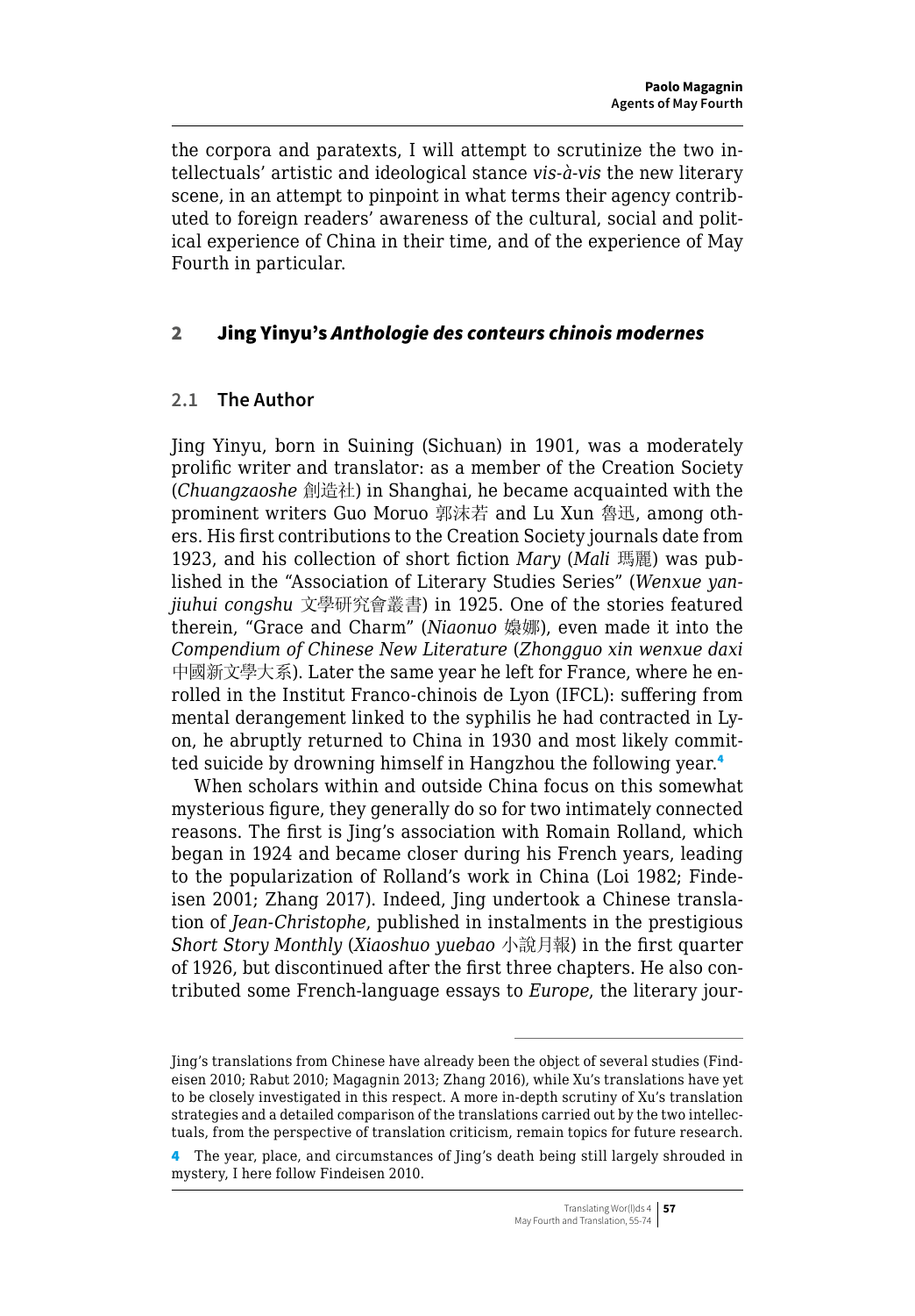the corpora and paratexts, I will attempt to scrutinize the two intellectuals' artistic and ideological stance *vis-à-vis* the new literary scene, in an attempt to pinpoint in what terms their agency contributed to foreign readers' awareness of the cultural, social and political experience of China in their time, and of the experience of May Fourth in particular.

## 2 Jing Yinyu's *Anthologie des conteurs chinois modernes*

### 2.1 The Author

Jing Yinyu, born in Suining (Sichuan) in 1901, was a moderately prolific writer and translator: as a member of the Creation Society (*Chuangzaoshe* 創造社) in Shanghai, he became acquainted with the prominent writers Guo Moruo 郭沫若 and Lu Xun 魯迅, among others. His first contributions to the Creation Society journals date from 1923, and his collection of short fiction *Mary* (*Mali* 瑪麗) was published in the "Association of Literary Studies Series" (*Wenxue yanjiuhui congshu* 文學研究會叢書) in 1925. One of the stories featured therein, "Grace and Charm" (*Niaonuo* 嬝娜), even made it into the *Compendium of Chinese New Literature* (*Zhongguo xin wenxue daxi* 中國新文學大系). Later the same year he left for France, where he enrolled in the Institut Franco-chinois de Lyon (IFCL): suffering from mental derangement linked to the syphilis he had contracted in Lyon, he abruptly returned to China in 1930 and most likely committed suicide by drowning himself in Hangzhou the following year.[4]

When scholars within and outside China focus on this somewhat mysterious figure, they generally do so for two intimately connected reasons. The first is Jing's association with Romain Rolland, which began in 1924 and became closer during his French years, leading to the popularization of Rolland's work in China (Loi 1982; Findeisen 2001; Zhang 2017). Indeed, Jing undertook a Chinese translation of *Jean-Christophe*, published in instalments in the prestigious *Short Story Monthly* (*Xiaoshuo yuebao* 小說月報) in the first quarter of 1926, but discontinued after the first three chapters. He also contributed some French-language essays to *Europe*, the literary jour-

Jing's translations from Chinese have already been the object of several studies (Findeisen 2010; Rabut 2010; Magagnin 2013; Zhang 2016), while Xu's translations have yet to be closely investigated in this respect. A more in-depth scrutiny of Xu's translation strategies and a detailed comparison of the translations carried out by the two intellectuals, from the perspective of translation criticism, remain topics for future research.

4 The year, place, and circumstances of Jing's death being still largely shrouded in mystery, I here follow Findeisen 2010.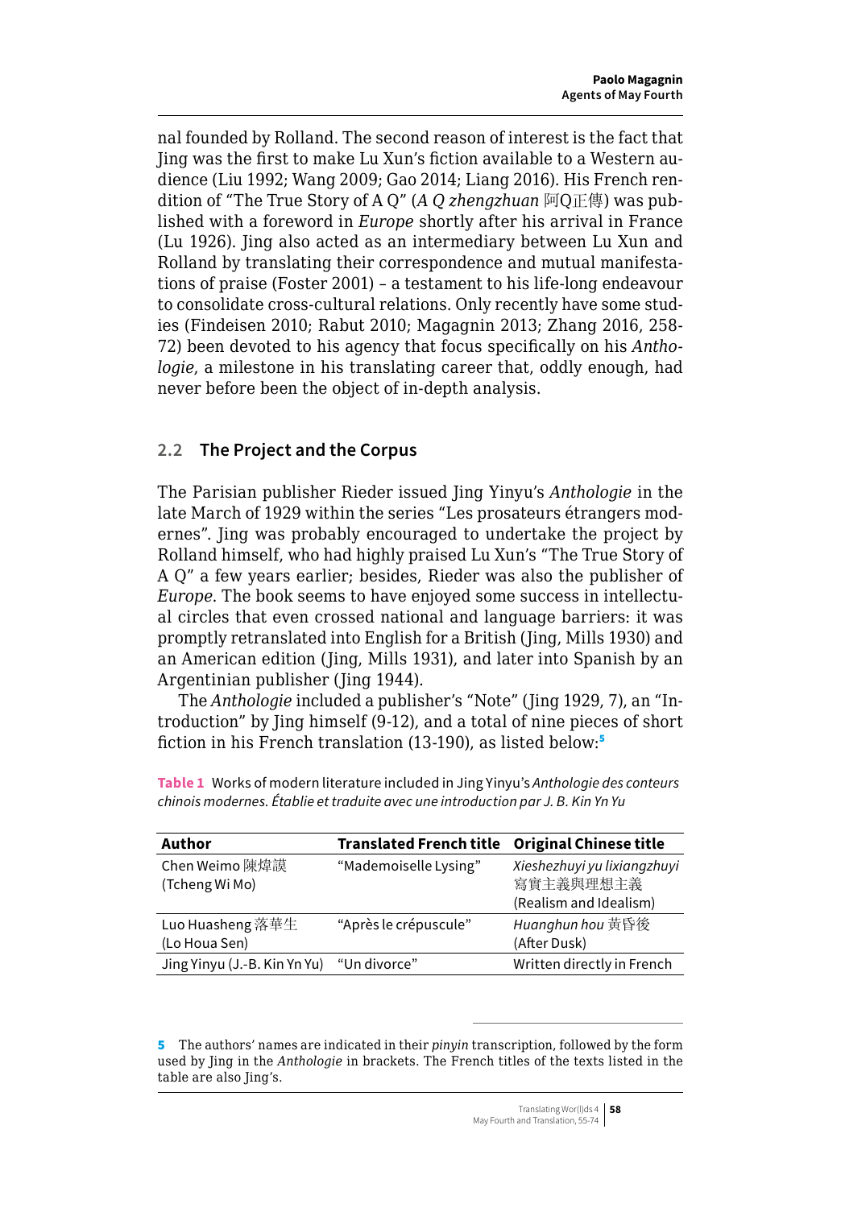nal founded by Rolland. The second reason of interest is the fact that Jing was the first to make Lu Xun's fiction available to a Western audience (Liu 1992; Wang 2009; Gao 2014; Liang 2016). His French rendition of "The True Story of A Q" (*A Q zhengzhuan* 阿Q正傳) was published with a foreword in *Europe* shortly after his arrival in France (Lu 1926). Jing also acted as an intermediary between Lu Xun and Rolland by translating their correspondence and mutual manifestations of praise (Foster 2001) – a testament to his life-long endeavour to consolidate cross-cultural relations. Only recently have some studies (Findeisen 2010; Rabut 2010; Magagnin 2013; Zhang 2016, 258-72) been devoted to his agency that focus specifically on his *Anthologie*, a milestone in his translating career that, oddly enough, had never before been the object of in-depth analysis.

## 2.2 The Project and the Corpus

The Parisian publisher Rieder issued Jing Yinyu's *Anthologie* in the late March of 1929 within the series "Les prosateurs étrangers modernes". Jing was probably encouraged to undertake the project by Rolland himself, who had highly praised Lu Xun's "The True Story of A Q" a few years earlier; besides, Rieder was also the publisher of *Europe*. The book seems to have enjoyed some success in intellectual circles that even crossed national and language barriers: it was promptly retranslated into English for a British (Jing, Mills 1930) and an American edition (Jing, Mills 1931), and later into Spanish by an Argentinian publisher (Jing 1944).

The *Anthologie* included a publisher's "Note" (Jing 1929, 7), an "Introduction" by Jing himself (9-12), and a total of nine pieces of short fiction in his French translation (13-190), as listed below:[5]

**Table 1** Works of modern literature included in Jing Yinyu's *Anthologie des conteurs chinois modernes. Établie et traduite avec une introduction par J. B. Kin Yn Yu*

| Author | Translated French title | Original Chinese title |
|---|---|---|
| Chen Weimo 陳煒謨 (Tcheng Wi Mo) | "Mademoiselle Lysing" | *Xieshezhuyi yu lixiangzhuyi* 寫實主義與理想主義 (Realism and Idealism) |
| Luo Huasheng 落華生 (Lo Houa Sen) | "Après le crépuscule" | *Huanghun hou* 黃昏後 (After Dusk) |
| Jing Yinyu (J.-B. Kin Yn Yu) | "Un divorce" | Written directly in French |

[5] The authors' names are indicated in their *pinyin* transcription, followed by the form used by Jing in the *Anthologie* in brackets. The French titles of the texts listed in the table are also Jing's.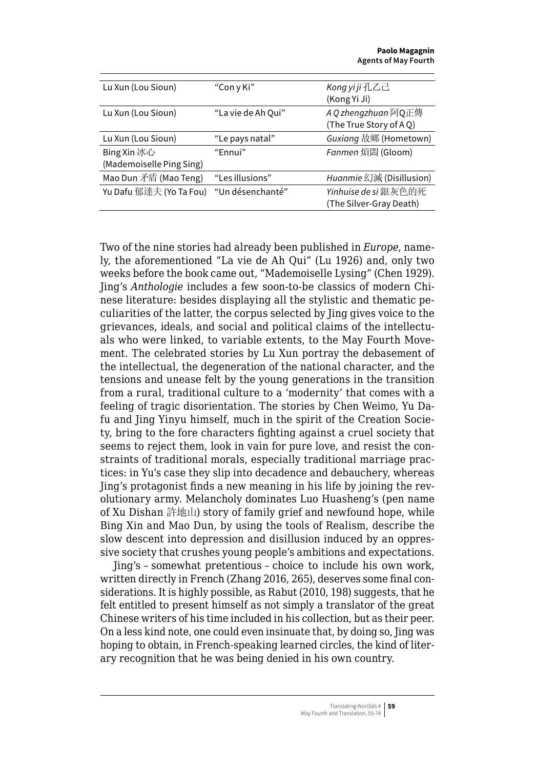| Lu Xun (Lou Sioun) | “Con y Ki” | *Kong yi ji* 孔乙己 (Kong Yi Ji) |
|---|---|---|
| Lu Xun (Lou Sioun) | “La vie de Ah Qui” | *A Q zhengzhuan* 阿Q正傳 (The True Story of A Q) |
| Lu Xun (Lou Sioun) | “Le pays natal” | *Guxiang* 故鄉 (Hometown) |
| Bing Xin 冰心 (Mademoiselle Ping Sing) | “Ennui” | *Fanmen* 煩悶 (Gloom) |
| Mao Dun 矛盾 (Mao Teng) | “Les illusions” | *Huanmie* 幻滅 (Disillusion) |
| Yu Dafu 郁達夫 (Yo Ta Fou) | “Un désenchanté” | *Yinhuise de si* 銀灰色的死 (The Silver-Gray Death) |

Two of the nine stories had already been published in *Europe*, namely, the aforementioned “La vie de Ah Qui” (Lu 1926) and, only two weeks before the book came out, “Mademoiselle Lysing” (Chen 1929). Jing's *Anthologie* includes a few soon-to-be classics of modern Chinese literature: besides displaying all the stylistic and thematic peculiarities of the latter, the corpus selected by Jing gives voice to the grievances, ideals, and social and political claims of the intellectuals who were linked, to variable extents, to the May Fourth Movement. The celebrated stories by Lu Xun portray the debasement of the intellectual, the degeneration of the national character, and the tensions and unease felt by the young generations in the transition from a rural, traditional culture to a 'modernity' that comes with a feeling of tragic disorientation. The stories by Chen Weimo, Yu Dafu and Jing Yinyu himself, much in the spirit of the Creation Society, bring to the fore characters fighting against a cruel society that seems to reject them, look in vain for pure love, and resist the constraints of traditional morals, especially traditional marriage practices: in Yu's case they slip into decadence and debauchery, whereas Jing's protagonist finds a new meaning in his life by joining the revolutionary army. Melancholy dominates Luo Huasheng's (pen name of Xu Dishan 許地山) story of family grief and newfound hope, while Bing Xin and Mao Dun, by using the tools of Realism, describe the slow descent into depression and disillusion induced by an oppressive society that crushes young people's ambitions and expectations.

Jing's – somewhat pretentious – choice to include his own work, written directly in French (Zhang 2016, 265), deserves some final considerations. It is highly possible, as Rabut (2010, 198) suggests, that he felt entitled to present himself as not simply a translator of the great Chinese writers of his time included in his collection, but as their peer. On a less kind note, one could even insinuate that, by doing so, Jing was hoping to obtain, in French-speaking learned circles, the kind of literary recognition that he was being denied in his own country.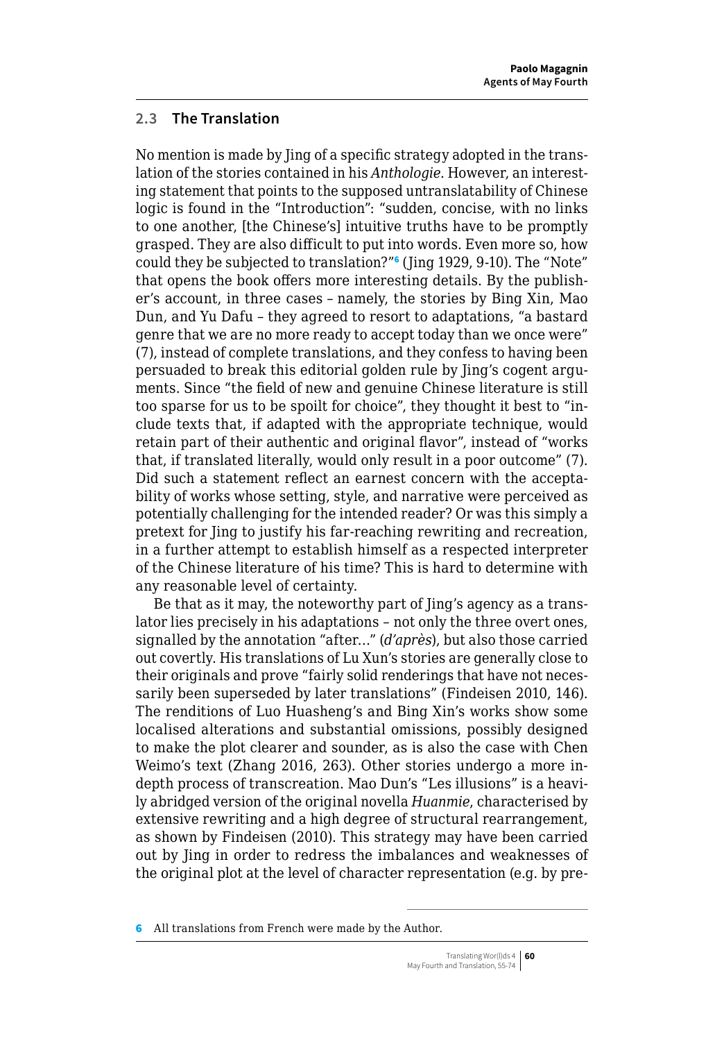## 2.3 The Translation

No mention is made by Jing of a specific strategy adopted in the translation of the stories contained in his *Anthologie*. However, an interesting statement that points to the supposed untranslatability of Chinese logic is found in the "Introduction": "sudden, concise, with no links to one another, [the Chinese's] intuitive truths have to be promptly grasped. They are also difficult to put into words. Even more so, how could they be subjected to translation?"[6] (Jing 1929, 9-10). The "Note" that opens the book offers more interesting details. By the publisher's account, in three cases – namely, the stories by Bing Xin, Mao Dun, and Yu Dafu – they agreed to resort to adaptations, "a bastard genre that we are no more ready to accept today than we once were" (7), instead of complete translations, and they confess to having been persuaded to break this editorial golden rule by Jing's cogent arguments. Since "the field of new and genuine Chinese literature is still too sparse for us to be spoilt for choice", they thought it best to "include texts that, if adapted with the appropriate technique, would retain part of their authentic and original flavor", instead of "works that, if translated literally, would only result in a poor outcome" (7). Did such a statement reflect an earnest concern with the acceptability of works whose setting, style, and narrative were perceived as potentially challenging for the intended reader? Or was this simply a pretext for Jing to justify his far-reaching rewriting and recreation, in a further attempt to establish himself as a respected interpreter of the Chinese literature of his time? This is hard to determine with any reasonable level of certainty.

Be that as it may, the noteworthy part of Jing's agency as a translator lies precisely in his adaptations – not only the three overt ones, signalled by the annotation "after…" (*d'après*), but also those carried out covertly. His translations of Lu Xun's stories are generally close to their originals and prove "fairly solid renderings that have not necessarily been superseded by later translations" (Findeisen 2010, 146). The renditions of Luo Huasheng's and Bing Xin's works show some localised alterations and substantial omissions, possibly designed to make the plot clearer and sounder, as is also the case with Chen Weimo's text (Zhang 2016, 263). Other stories undergo a more in-depth process of transcreation. Mao Dun's "Les illusions" is a heavily abridged version of the original novella *Huanmie*, characterised by extensive rewriting and a high degree of structural rearrangement, as shown by Findeisen (2010). This strategy may have been carried out by Jing in order to redress the imbalances and weaknesses of the original plot at the level of character representation (e.g. by pre-

---

[6] All translations from French were made by the Author.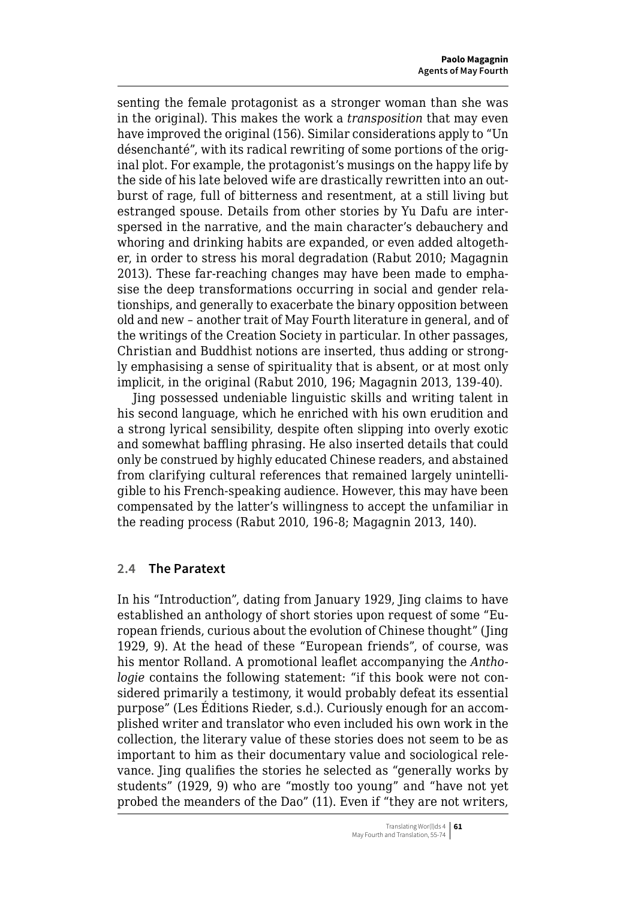senting the female protagonist as a stronger woman than she was in the original). This makes the work a *transposition* that may even have improved the original (156). Similar considerations apply to "Un désenchanté", with its radical rewriting of some portions of the original plot. For example, the protagonist's musings on the happy life by the side of his late beloved wife are drastically rewritten into an outburst of rage, full of bitterness and resentment, at a still living but estranged spouse. Details from other stories by Yu Dafu are interspersed in the narrative, and the main character's debauchery and whoring and drinking habits are expanded, or even added altogether, in order to stress his moral degradation (Rabut 2010; Magagnin 2013). These far-reaching changes may have been made to emphasise the deep transformations occurring in social and gender relationships, and generally to exacerbate the binary opposition between old and new – another trait of May Fourth literature in general, and of the writings of the Creation Society in particular. In other passages, Christian and Buddhist notions are inserted, thus adding or strongly emphasising a sense of spirituality that is absent, or at most only implicit, in the original (Rabut 2010, 196; Magagnin 2013, 139-40).

Jing possessed undeniable linguistic skills and writing talent in his second language, which he enriched with his own erudition and a strong lyrical sensibility, despite often slipping into overly exotic and somewhat baffling phrasing. He also inserted details that could only be construed by highly educated Chinese readers, and abstained from clarifying cultural references that remained largely unintelligible to his French-speaking audience. However, this may have been compensated by the latter's willingness to accept the unfamiliar in the reading process (Rabut 2010, 196-8; Magagnin 2013, 140).

### 2.4 The Paratext

In his "Introduction", dating from January 1929, Jing claims to have established an anthology of short stories upon request of some "European friends, curious about the evolution of Chinese thought" (Jing 1929, 9). At the head of these "European friends", of course, was his mentor Rolland. A promotional leaflet accompanying the *Anthologie* contains the following statement: "if this book were not considered primarily a testimony, it would probably defeat its essential purpose" (Les Éditions Rieder, s.d.). Curiously enough for an accomplished writer and translator who even included his own work in the collection, the literary value of these stories does not seem to be as important to him as their documentary value and sociological relevance. Jing qualifies the stories he selected as "generally works by students" (1929, 9) who are "mostly too young" and "have not yet probed the meanders of the Dao" (11). Even if "they are not writers,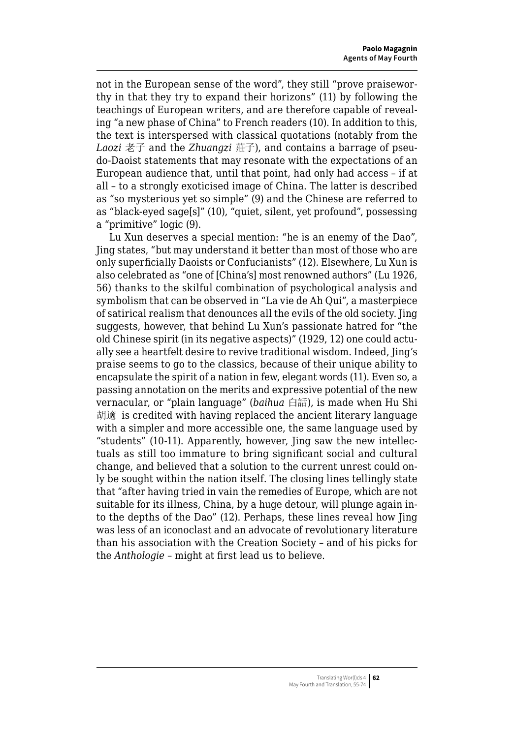not in the European sense of the word", they still "prove praiseworthy in that they try to expand their horizons" (11) by following the teachings of European writers, and are therefore capable of revealing "a new phase of China" to French readers (10). In addition to this, the text is interspersed with classical quotations (notably from the *Laozi* 老子 and the *Zhuangzi* 莊子), and contains a barrage of pseudo-Daoist statements that may resonate with the expectations of an European audience that, until that point, had only had access – if at all – to a strongly exoticised image of China. The latter is described as "so mysterious yet so simple" (9) and the Chinese are referred to as "black-eyed sage[s]" (10), "quiet, silent, yet profound", possessing a "primitive" logic (9).

Lu Xun deserves a special mention: "he is an enemy of the Dao", Jing states, "but may understand it better than most of those who are only superficially Daoists or Confucianists" (12). Elsewhere, Lu Xun is also celebrated as "one of [China's] most renowned authors" (Lu 1926, 56) thanks to the skilful combination of psychological analysis and symbolism that can be observed in "La vie de Ah Qui", a masterpiece of satirical realism that denounces all the evils of the old society. Jing suggests, however, that behind Lu Xun's passionate hatred for "the old Chinese spirit (in its negative aspects)" (1929, 12) one could actually see a heartfelt desire to revive traditional wisdom. Indeed, Jing's praise seems to go to the classics, because of their unique ability to encapsulate the spirit of a nation in few, elegant words (11). Even so, a passing annotation on the merits and expressive potential of the new vernacular, or "plain language" (*baihua* 白話), is made when Hu Shi 胡適 is credited with having replaced the ancient literary language with a simpler and more accessible one, the same language used by "students" (10-11). Apparently, however, Jing saw the new intellectuals as still too immature to bring significant social and cultural change, and believed that a solution to the current unrest could only be sought within the nation itself. The closing lines tellingly state that "after having tried in vain the remedies of Europe, which are not suitable for its illness, China, by a huge detour, will plunge again into the depths of the Dao" (12). Perhaps, these lines reveal how Jing was less of an iconoclast and an advocate of revolutionary literature than his association with the Creation Society – and of his picks for the *Anthologie* – might at first lead us to believe.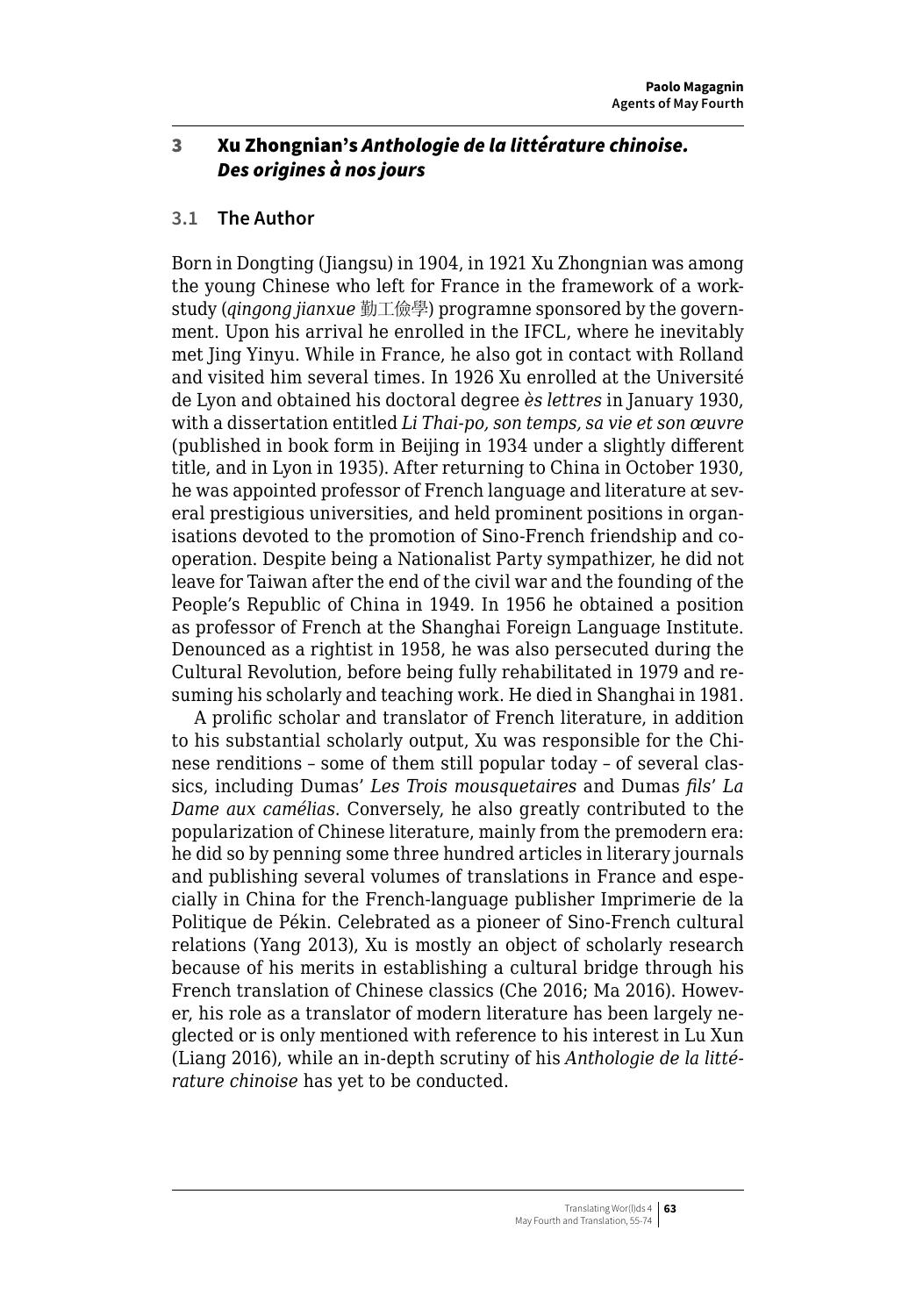## 3 Xu Zhongnian's *Anthologie de la littérature chinoise. Des origines à nos jours*

### 3.1 The Author

Born in Dongting (Jiangsu) in 1904, in 1921 Xu Zhongnian was among the young Chinese who left for France in the framework of a work-study (*qingong jianxue* 勤工儉學) programne sponsored by the government. Upon his arrival he enrolled in the IFCL, where he inevitably met Jing Yinyu. While in France, he also got in contact with Rolland and visited him several times. In 1926 Xu enrolled at the Université de Lyon and obtained his doctoral degree *ès lettres* in January 1930, with a dissertation entitled *Li Thai-po, son temps, sa vie et son œuvre* (published in book form in Beijing in 1934 under a slightly different title, and in Lyon in 1935). After returning to China in October 1930, he was appointed professor of French language and literature at several prestigious universities, and held prominent positions in organisations devoted to the promotion of Sino-French friendship and cooperation. Despite being a Nationalist Party sympathizer, he did not leave for Taiwan after the end of the civil war and the founding of the People's Republic of China in 1949. In 1956 he obtained a position as professor of French at the Shanghai Foreign Language Institute. Denounced as a rightist in 1958, he was also persecuted during the Cultural Revolution, before being fully rehabilitated in 1979 and resuming his scholarly and teaching work. He died in Shanghai in 1981.

A prolific scholar and translator of French literature, in addition to his substantial scholarly output, Xu was responsible for the Chinese renditions – some of them still popular today – of several classics, including Dumas' *Les Trois mousquetaires* and Dumas *fils*' *La Dame aux camélias*. Conversely, he also greatly contributed to the popularization of Chinese literature, mainly from the premodern era: he did so by penning some three hundred articles in literary journals and publishing several volumes of translations in France and especially in China for the French-language publisher Imprimerie de la Politique de Pékin. Celebrated as a pioneer of Sino-French cultural relations (Yang 2013), Xu is mostly an object of scholarly research because of his merits in establishing a cultural bridge through his French translation of Chinese classics (Che 2016; Ma 2016). However, his role as a translator of modern literature has been largely neglected or is only mentioned with reference to his interest in Lu Xun (Liang 2016), while an in-depth scrutiny of his *Anthologie de la littérature chinoise* has yet to be conducted.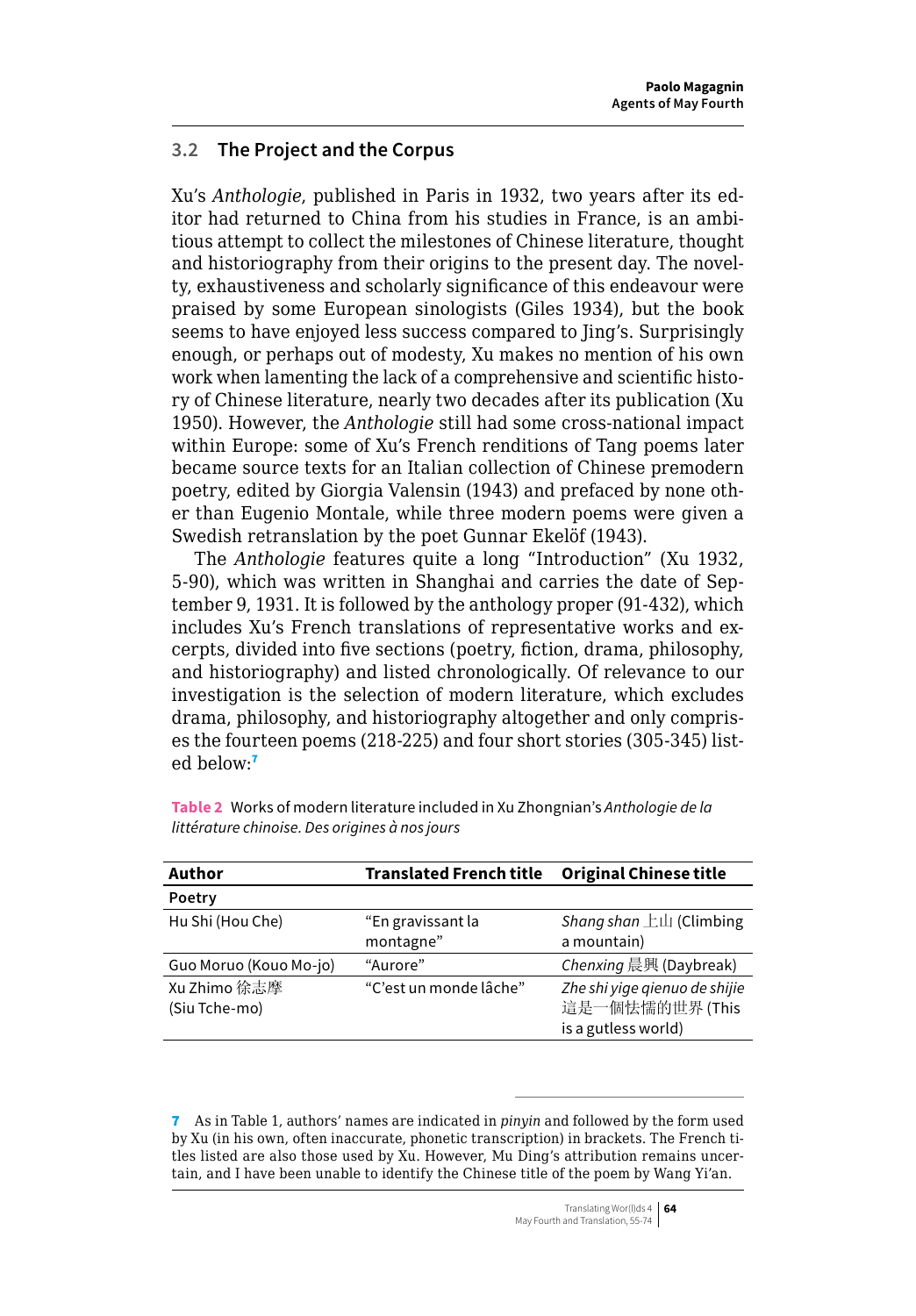## 3.2 The Project and the Corpus

Xu's *Anthologie*, published in Paris in 1932, two years after its editor had returned to China from his studies in France, is an ambitious attempt to collect the milestones of Chinese literature, thought and historiography from their origins to the present day. The novelty, exhaustiveness and scholarly significance of this endeavour were praised by some European sinologists (Giles 1934), but the book seems to have enjoyed less success compared to Jing's. Surprisingly enough, or perhaps out of modesty, Xu makes no mention of his own work when lamenting the lack of a comprehensive and scientific history of Chinese literature, nearly two decades after its publication (Xu 1950). However, the *Anthologie* still had some cross-national impact within Europe: some of Xu's French renditions of Tang poems later became source texts for an Italian collection of Chinese premodern poetry, edited by Giorgia Valensin (1943) and prefaced by none other than Eugenio Montale, while three modern poems were given a Swedish retranslation by the poet Gunnar Ekelöf (1943).

The *Anthologie* features quite a long "Introduction" (Xu 1932, 5-90), which was written in Shanghai and carries the date of September 9, 1931. It is followed by the anthology proper (91-432), which includes Xu's French translations of representative works and excerpts, divided into five sections (poetry, fiction, drama, philosophy, and historiography) and listed chronologically. Of relevance to our investigation is the selection of modern literature, which excludes drama, philosophy, and historiography altogether and only comprises the fourteen poems (218-225) and four short stories (305-345) listed below:[7]

**Table 2** Works of modern literature included in Xu Zhongnian's *Anthologie de la littérature chinoise. Des origines à nos jours*

| Author | Translated French title | Original Chinese title |
|---|---|---|
| **Poetry** | | |
| Hu Shi (Hou Che) | "En gravissant la montagne" | *Shang shan* 上山 (Climbing a mountain) |
| Guo Moruo (Kouo Mo-jo) | "Aurore" | *Chenxing* 晨興 (Daybreak) |
| Xu Zhimo 徐志摩 (Siu Tche-mo) | "C'est un monde lâche" | *Zhe shi yige qienuo de shijie* 這是一個怯懦的世界 (This is a gutless world) |

7 As in Table 1, authors' names are indicated in *pinyin* and followed by the form used by Xu (in his own, often inaccurate, phonetic transcription) in brackets. The French titles listed are also those used by Xu. However, Mu Ding's attribution remains uncertain, and I have been unable to identify the Chinese title of the poem by Wang Yi'an.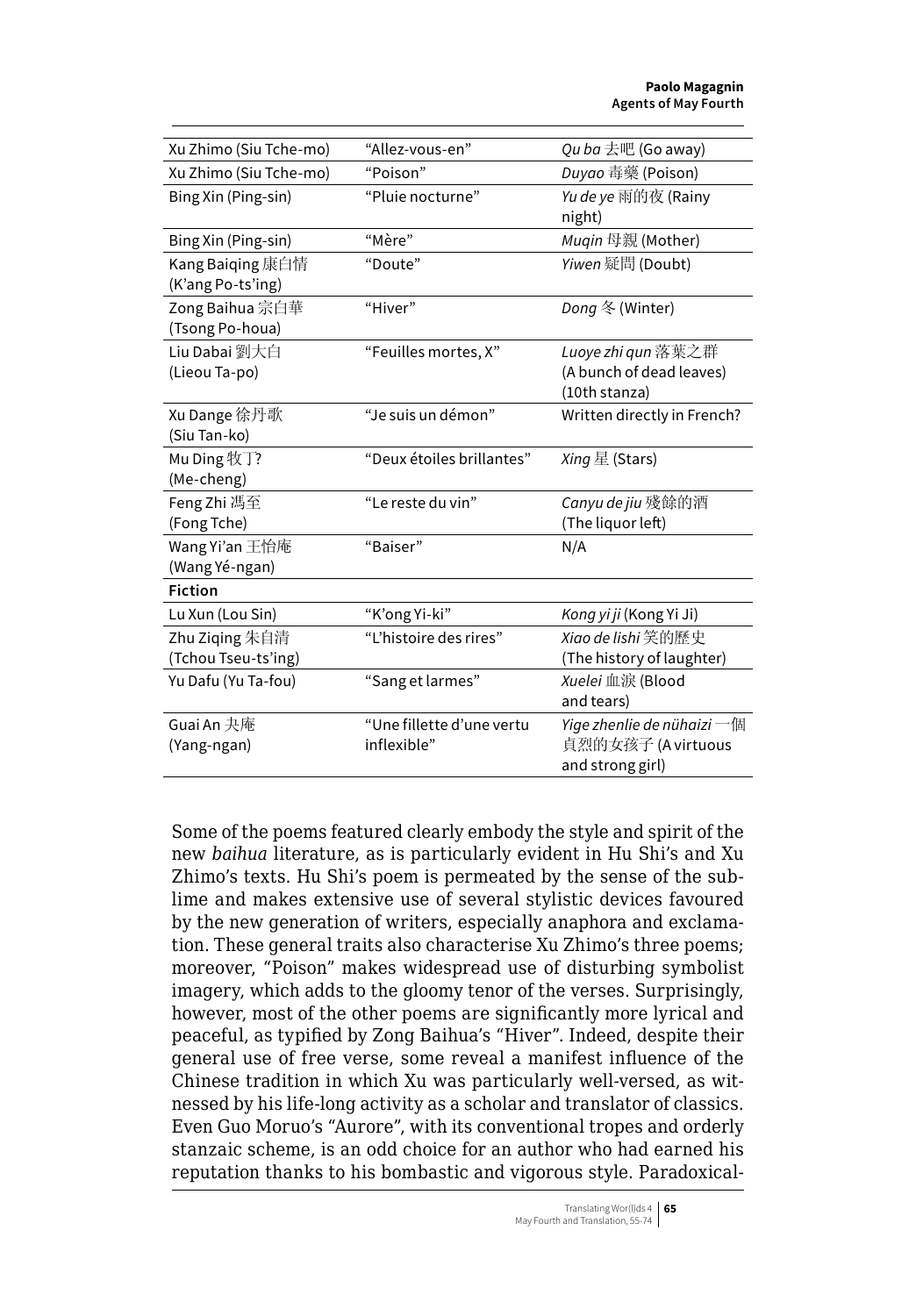| | | |
|---|---|---|
| Xu Zhimo (Siu Tche-mo) | "Allez-vous-en" | *Qu ba* 去吧 (Go away) |
| Xu Zhimo (Siu Tche-mo) | "Poison" | *Duyao* 毒藥 (Poison) |
| Bing Xin (Ping-sin) | "Pluie nocturne" | *Yu de ye* 雨的夜 (Rainy night) |
| Bing Xin (Ping-sin) | "Mère" | *Muqin* 母親 (Mother) |
| Kang Baiqing 康白情 (K'ang Po-ts'ing) | "Doute" | *Yiwen* 疑問 (Doubt) |
| Zong Baihua 宗白華 (Tsong Po-houa) | "Hiver" | *Dong* 冬 (Winter) |
| Liu Dabai 劉大白 (Lieou Ta-po) | "Feuilles mortes, X" | *Luoye zhi qun* 落葉之群 (A bunch of dead leaves) (10th stanza) |
| Xu Dange 徐丹歌 (Siu Tan-ko) | "Je suis un démon" | Written directly in French? |
| Mu Ding 牧丁? (Me-cheng) | "Deux étoiles brillantes" | *Xing* 星 (Stars) |
| Feng Zhi 馮至 (Fong Tche) | "Le reste du vin" | *Canyu de jiu* 殘餘的酒 (The liquor left) |
| Wang Yi'an 王怡庵 (Wang Yé-ngan) | "Baiser" | N/A |
| **Fiction** | | |
| Lu Xun (Lou Sin) | "K'ong Yi-ki" | *Kong yi ji* (Kong Yi Ji) |
| Zhu Ziqing 朱自清 (Tchou Tseu-ts'ing) | "L'histoire des rires" | *Xiao de lishi* 笑的歷史 (The history of laughter) |
| Yu Dafu (Yu Ta-fou) | "Sang et larmes" | *Xuelei* 血淚 (Blood and tears) |
| Guai An 夬庵 (Yang-ngan) | "Une fillette d'une vertu inflexible" | *Yige zhenlie de nühaizi* 一個貞烈的女孩子 (A virtuous and strong girl) |

Some of the poems featured clearly embody the style and spirit of the new *baihua* literature, as is particularly evident in Hu Shi's and Xu Zhimo's texts. Hu Shi's poem is permeated by the sense of the sublime and makes extensive use of several stylistic devices favoured by the new generation of writers, especially anaphora and exclamation. These general traits also characterise Xu Zhimo's three poems; moreover, "Poison" makes widespread use of disturbing symbolist imagery, which adds to the gloomy tenor of the verses. Surprisingly, however, most of the other poems are significantly more lyrical and peaceful, as typified by Zong Baihua's "Hiver". Indeed, despite their general use of free verse, some reveal a manifest influence of the Chinese tradition in which Xu was particularly well-versed, as witnessed by his life-long activity as a scholar and translator of classics. Even Guo Moruo's "Aurore", with its conventional tropes and orderly stanzaic scheme, is an odd choice for an author who had earned his reputation thanks to his bombastic and vigorous style. Paradoxical-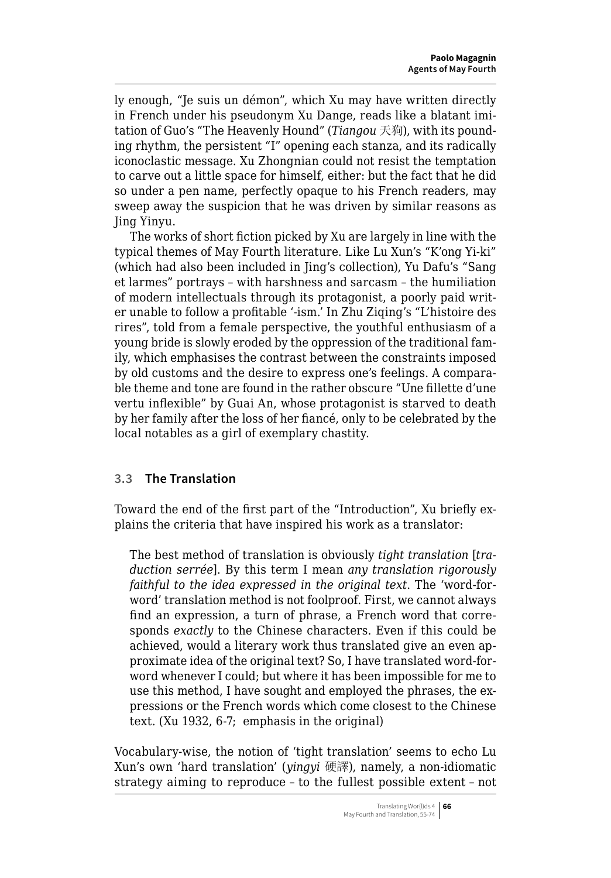ly enough, "Je suis un démon", which Xu may have written directly in French under his pseudonym Xu Dange, reads like a blatant imitation of Guo's "The Heavenly Hound" (*Tiangou* 天狗), with its pounding rhythm, the persistent "I" opening each stanza, and its radically iconoclastic message. Xu Zhongnian could not resist the temptation to carve out a little space for himself, either: but the fact that he did so under a pen name, perfectly opaque to his French readers, may sweep away the suspicion that he was driven by similar reasons as Jing Yinyu.

The works of short fiction picked by Xu are largely in line with the typical themes of May Fourth literature. Like Lu Xun's "K'ong Yi-ki" (which had also been included in Jing's collection), Yu Dafu's "Sang et larmes" portrays – with harshness and sarcasm – the humiliation of modern intellectuals through its protagonist, a poorly paid writer unable to follow a profitable '-ism.' In Zhu Ziqing's "L'histoire des rires", told from a female perspective, the youthful enthusiasm of a young bride is slowly eroded by the oppression of the traditional family, which emphasises the contrast between the constraints imposed by old customs and the desire to express one's feelings. A comparable theme and tone are found in the rather obscure "Une fillette d'une vertu inflexible" by Guai An, whose protagonist is starved to death by her family after the loss of her fiancé, only to be celebrated by the local notables as a girl of exemplary chastity.

### 3.3 The Translation

Toward the end of the first part of the "Introduction", Xu briefly explains the criteria that have inspired his work as a translator:

> The best method of translation is obviously *tight translation* [*traduction serrée*]. By this term I mean *any translation rigorously faithful to the idea expressed in the original text*. The 'word-for-word' translation method is not foolproof. First, we cannot always find an expression, a turn of phrase, a French word that corresponds *exactly* to the Chinese characters. Even if this could be achieved, would a literary work thus translated give an even approximate idea of the original text? So, I have translated word-for-word whenever I could; but where it has been impossible for me to use this method, I have sought and employed the phrases, the expressions or the French words which come closest to the Chinese text. (Xu 1932, 6-7; emphasis in the original)

Vocabulary-wise, the notion of 'tight translation' seems to echo Lu Xun's own 'hard translation' (*yingyi* 硬譯), namely, a non-idiomatic strategy aiming to reproduce – to the fullest possible extent – not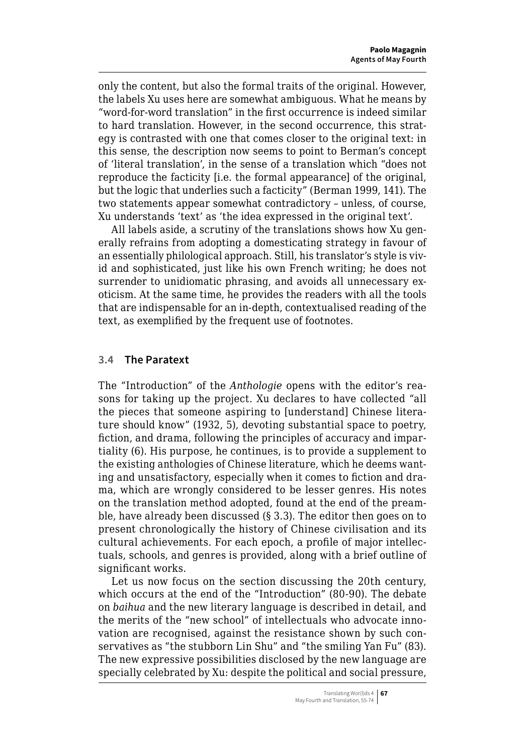only the content, but also the formal traits of the original. However, the labels Xu uses here are somewhat ambiguous. What he means by "word-for-word translation" in the first occurrence is indeed similar to hard translation. However, in the second occurrence, this strategy is contrasted with one that comes closer to the original text: in this sense, the description now seems to point to Berman's concept of 'literal translation', in the sense of a translation which "does not reproduce the facticity [i.e. the formal appearance] of the original, but the logic that underlies such a facticity" (Berman 1999, 141). The two statements appear somewhat contradictory – unless, of course, Xu understands 'text' as 'the idea expressed in the original text'.

All labels aside, a scrutiny of the translations shows how Xu generally refrains from adopting a domesticating strategy in favour of an essentially philological approach. Still, his translator's style is vivid and sophisticated, just like his own French writing; he does not surrender to unidiomatic phrasing, and avoids all unnecessary exoticism. At the same time, he provides the readers with all the tools that are indispensable for an in-depth, contextualised reading of the text, as exemplified by the frequent use of footnotes.

### 3.4 The Paratext

The "Introduction" of the *Anthologie* opens with the editor's reasons for taking up the project. Xu declares to have collected "all the pieces that someone aspiring to [understand] Chinese literature should know" (1932, 5), devoting substantial space to poetry, fiction, and drama, following the principles of accuracy and impartiality (6). His purpose, he continues, is to provide a supplement to the existing anthologies of Chinese literature, which he deems wanting and unsatisfactory, especially when it comes to fiction and drama, which are wrongly considered to be lesser genres. His notes on the translation method adopted, found at the end of the preamble, have already been discussed (§ 3.3). The editor then goes on to present chronologically the history of Chinese civilisation and its cultural achievements. For each epoch, a profile of major intellectuals, schools, and genres is provided, along with a brief outline of significant works.

Let us now focus on the section discussing the 20th century, which occurs at the end of the "Introduction" (80-90). The debate on *baihua* and the new literary language is described in detail, and the merits of the "new school" of intellectuals who advocate innovation are recognised, against the resistance shown by such conservatives as "the stubborn Lin Shu" and "the smiling Yan Fu" (83). The new expressive possibilities disclosed by the new language are specially celebrated by Xu: despite the political and social pressure,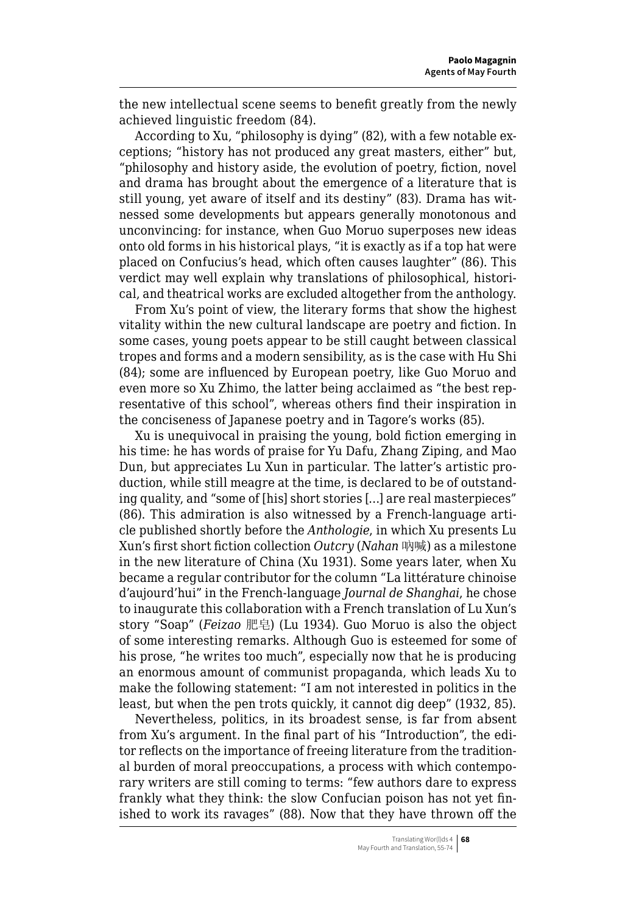the new intellectual scene seems to benefit greatly from the newly achieved linguistic freedom (84).

According to Xu, "philosophy is dying" (82), with a few notable exceptions; "history has not produced any great masters, either" but, "philosophy and history aside, the evolution of poetry, fiction, novel and drama has brought about the emergence of a literature that is still young, yet aware of itself and its destiny" (83). Drama has witnessed some developments but appears generally monotonous and unconvincing: for instance, when Guo Moruo superposes new ideas onto old forms in his historical plays, "it is exactly as if a top hat were placed on Confucius's head, which often causes laughter" (86). This verdict may well explain why translations of philosophical, historical, and theatrical works are excluded altogether from the anthology.

From Xu's point of view, the literary forms that show the highest vitality within the new cultural landscape are poetry and fiction. In some cases, young poets appear to be still caught between classical tropes and forms and a modern sensibility, as is the case with Hu Shi (84); some are influenced by European poetry, like Guo Moruo and even more so Xu Zhimo, the latter being acclaimed as "the best representative of this school", whereas others find their inspiration in the conciseness of Japanese poetry and in Tagore's works (85).

Xu is unequivocal in praising the young, bold fiction emerging in his time: he has words of praise for Yu Dafu, Zhang Ziping, and Mao Dun, but appreciates Lu Xun in particular. The latter's artistic production, while still meagre at the time, is declared to be of outstanding quality, and "some of [his] short stories […] are real masterpieces" (86). This admiration is also witnessed by a French-language article published shortly before the *Anthologie*, in which Xu presents Lu Xun's first short fiction collection *Outcry* (*Nahan* 呐喊) as a milestone in the new literature of China (Xu 1931). Some years later, when Xu became a regular contributor for the column "La littérature chinoise d'aujourd'hui" in the French-language *Journal de Shanghai*, he chose to inaugurate this collaboration with a French translation of Lu Xun's story "Soap" (*Feizao* 肥皂) (Lu 1934). Guo Moruo is also the object of some interesting remarks. Although Guo is esteemed for some of his prose, "he writes too much", especially now that he is producing an enormous amount of communist propaganda, which leads Xu to make the following statement: "I am not interested in politics in the least, but when the pen trots quickly, it cannot dig deep" (1932, 85).

Nevertheless, politics, in its broadest sense, is far from absent from Xu's argument. In the final part of his "Introduction", the editor reflects on the importance of freeing literature from the traditional burden of moral preoccupations, a process with which contemporary writers are still coming to terms: "few authors dare to express frankly what they think: the slow Confucian poison has not yet finished to work its ravages" (88). Now that they have thrown off the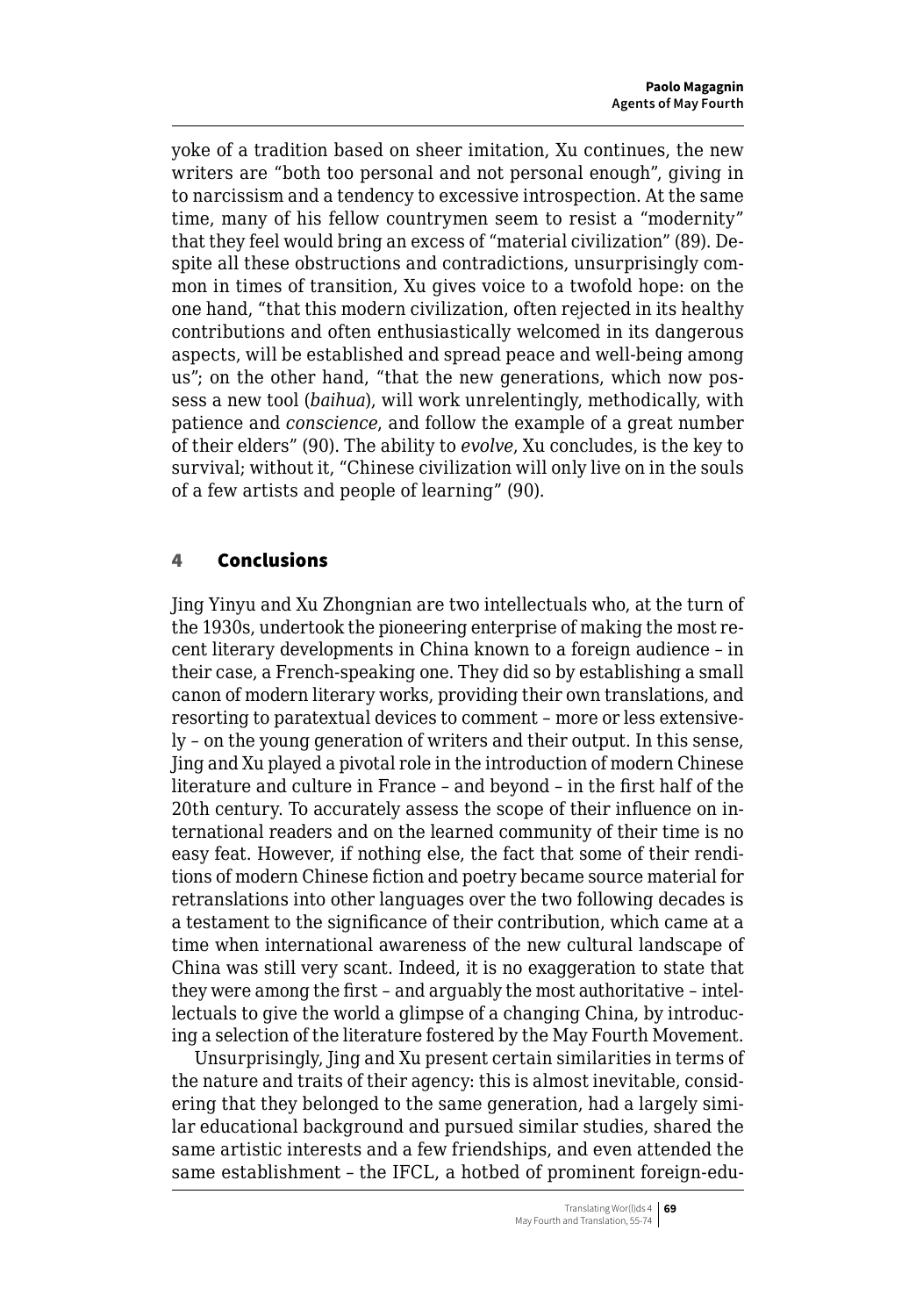yoke of a tradition based on sheer imitation, Xu continues, the new writers are "both too personal and not personal enough", giving in to narcissism and a tendency to excessive introspection. At the same time, many of his fellow countrymen seem to resist a "modernity" that they feel would bring an excess of "material civilization" (89). Despite all these obstructions and contradictions, unsurprisingly common in times of transition, Xu gives voice to a twofold hope: on the one hand, "that this modern civilization, often rejected in its healthy contributions and often enthusiastically welcomed in its dangerous aspects, will be established and spread peace and well-being among us"; on the other hand, "that the new generations, which now possess a new tool (*baihua*), will work unrelentingly, methodically, with patience and *conscience*, and follow the example of a great number of their elders" (90). The ability to *evolve*, Xu concludes, is the key to survival; without it, "Chinese civilization will only live on in the souls of a few artists and people of learning" (90).

## 4 Conclusions

Jing Yinyu and Xu Zhongnian are two intellectuals who, at the turn of the 1930s, undertook the pioneering enterprise of making the most recent literary developments in China known to a foreign audience – in their case, a French-speaking one. They did so by establishing a small canon of modern literary works, providing their own translations, and resorting to paratextual devices to comment – more or less extensively – on the young generation of writers and their output. In this sense, Jing and Xu played a pivotal role in the introduction of modern Chinese literature and culture in France – and beyond – in the first half of the 20th century. To accurately assess the scope of their influence on international readers and on the learned community of their time is no easy feat. However, if nothing else, the fact that some of their renditions of modern Chinese fiction and poetry became source material for retranslations into other languages over the two following decades is a testament to the significance of their contribution, which came at a time when international awareness of the new cultural landscape of China was still very scant. Indeed, it is no exaggeration to state that they were among the first – and arguably the most authoritative – intellectuals to give the world a glimpse of a changing China, by introducing a selection of the literature fostered by the May Fourth Movement.

Unsurprisingly, Jing and Xu present certain similarities in terms of the nature and traits of their agency: this is almost inevitable, considering that they belonged to the same generation, had a largely similar educational background and pursued similar studies, shared the same artistic interests and a few friendships, and even attended the same establishment – the IFCL, a hotbed of prominent foreign-edu-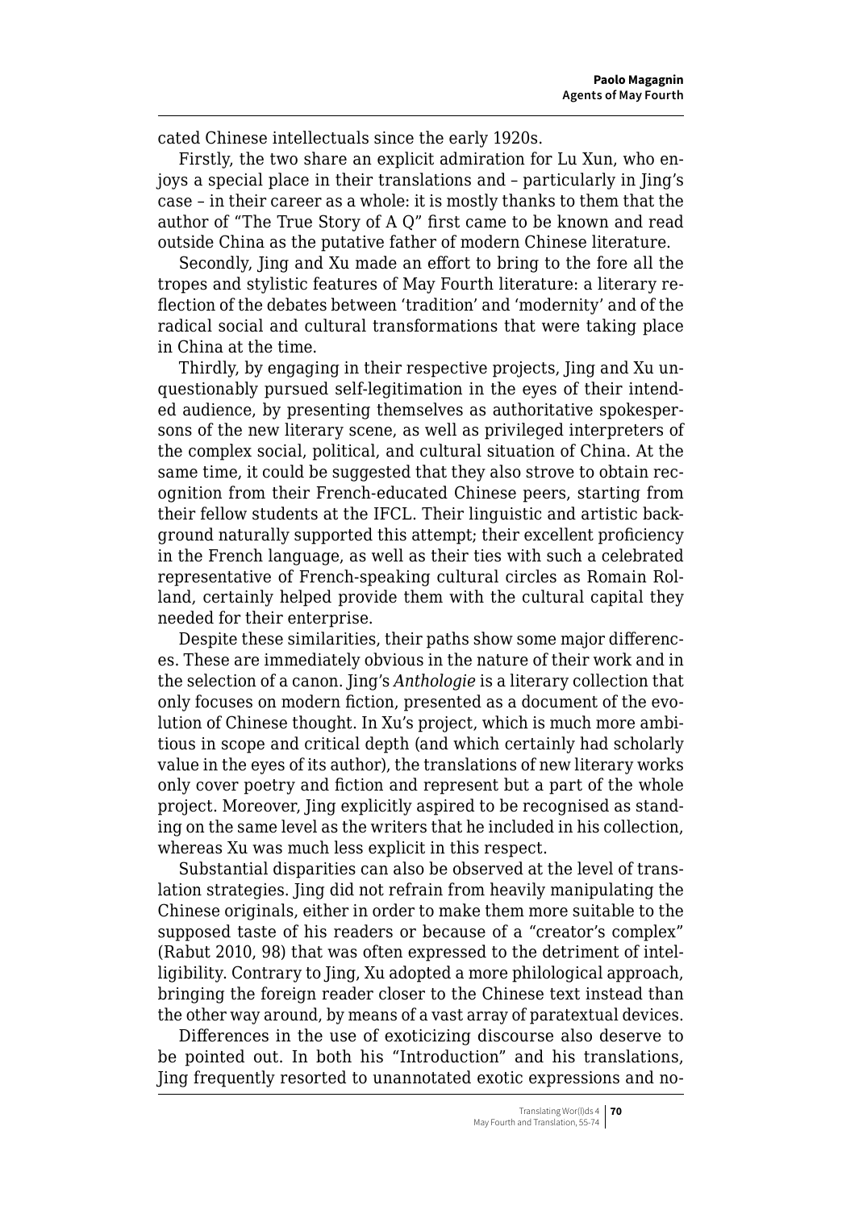cated Chinese intellectuals since the early 1920s.

Firstly, the two share an explicit admiration for Lu Xun, who enjoys a special place in their translations and – particularly in Jing's case – in their career as a whole: it is mostly thanks to them that the author of "The True Story of A Q" first came to be known and read outside China as the putative father of modern Chinese literature.

Secondly, Jing and Xu made an effort to bring to the fore all the tropes and stylistic features of May Fourth literature: a literary reflection of the debates between 'tradition' and 'modernity' and of the radical social and cultural transformations that were taking place in China at the time.

Thirdly, by engaging in their respective projects, Jing and Xu unquestionably pursued self-legitimation in the eyes of their intended audience, by presenting themselves as authoritative spokespersons of the new literary scene, as well as privileged interpreters of the complex social, political, and cultural situation of China. At the same time, it could be suggested that they also strove to obtain recognition from their French-educated Chinese peers, starting from their fellow students at the IFCL. Their linguistic and artistic background naturally supported this attempt; their excellent proficiency in the French language, as well as their ties with such a celebrated representative of French-speaking cultural circles as Romain Rolland, certainly helped provide them with the cultural capital they needed for their enterprise.

Despite these similarities, their paths show some major differences. These are immediately obvious in the nature of their work and in the selection of a canon. Jing's *Anthologie* is a literary collection that only focuses on modern fiction, presented as a document of the evolution of Chinese thought. In Xu's project, which is much more ambitious in scope and critical depth (and which certainly had scholarly value in the eyes of its author), the translations of new literary works only cover poetry and fiction and represent but a part of the whole project. Moreover, Jing explicitly aspired to be recognised as standing on the same level as the writers that he included in his collection, whereas Xu was much less explicit in this respect.

Substantial disparities can also be observed at the level of translation strategies. Jing did not refrain from heavily manipulating the Chinese originals, either in order to make them more suitable to the supposed taste of his readers or because of a "creator's complex" (Rabut 2010, 98) that was often expressed to the detriment of intelligibility. Contrary to Jing, Xu adopted a more philological approach, bringing the foreign reader closer to the Chinese text instead than the other way around, by means of a vast array of paratextual devices.

Differences in the use of exoticizing discourse also deserve to be pointed out. In both his "Introduction" and his translations, Jing frequently resorted to unannotated exotic expressions and no-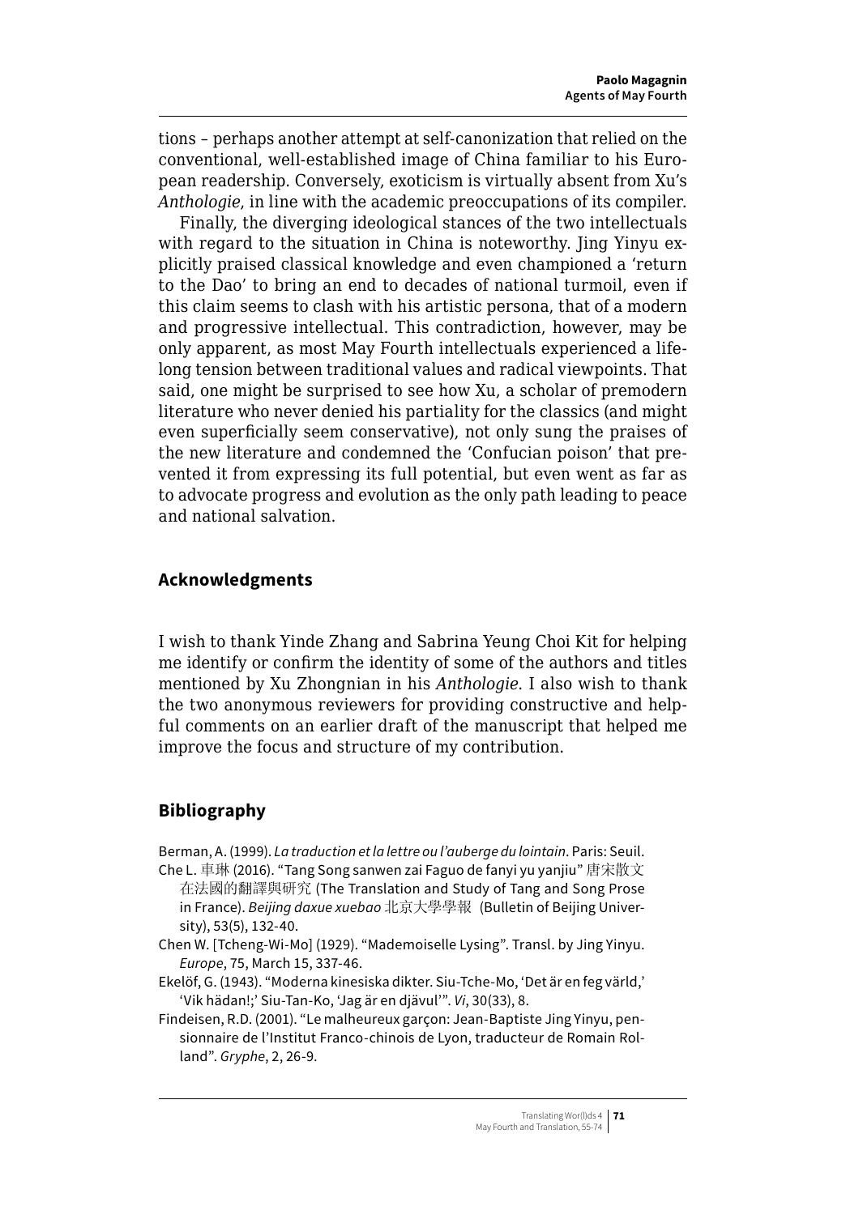tions – perhaps another attempt at self-canonization that relied on the conventional, well-established image of China familiar to his European readership. Conversely, exoticism is virtually absent from Xu's *Anthologie*, in line with the academic preoccupations of its compiler.

Finally, the diverging ideological stances of the two intellectuals with regard to the situation in China is noteworthy. Jing Yinyu explicitly praised classical knowledge and even championed a 'return to the Dao' to bring an end to decades of national turmoil, even if this claim seems to clash with his artistic persona, that of a modern and progressive intellectual. This contradiction, however, may be only apparent, as most May Fourth intellectuals experienced a lifelong tension between traditional values and radical viewpoints. That said, one might be surprised to see how Xu, a scholar of premodern literature who never denied his partiality for the classics (and might even superficially seem conservative), not only sung the praises of the new literature and condemned the 'Confucian poison' that prevented it from expressing its full potential, but even went as far as to advocate progress and evolution as the only path leading to peace and national salvation.

## Acknowledgments

I wish to thank Yinde Zhang and Sabrina Yeung Choi Kit for helping me identify or confirm the identity of some of the authors and titles mentioned by Xu Zhongnian in his *Anthologie*. I also wish to thank the two anonymous reviewers for providing constructive and helpful comments on an earlier draft of the manuscript that helped me improve the focus and structure of my contribution.

## Bibliography

Berman, A. (1999). *La traduction et la lettre ou l'auberge du lointain*. Paris: Seuil.

Che L. 車琳 (2016). "Tang Song sanwen zai Faguo de fanyi yu yanjiu" 唐宋散文在法國的翻譯與研究 (The Translation and Study of Tang and Song Prose in France). *Beijing daxue xuebao* 北京大學學報 (Bulletin of Beijing University), 53(5), 132-40.

Chen W. [Tcheng-Wi-Mo] (1929). "Mademoiselle Lysing". Transl. by Jing Yinyu. *Europe*, 75, March 15, 337-46.

Ekelöf, G. (1943). "Moderna kinesiska dikter. Siu-Tche-Mo, 'Det är en feg värld,' 'Vik hädan!;' Siu-Tan-Ko, 'Jag är en djävul'". *Vi*, 30(33), 8.

Findeisen, R.D. (2001). "Le malheureux garçon: Jean-Baptiste Jing Yinyu, pensionnaire de l'Institut Franco-chinois de Lyon, traducteur de Romain Rolland". *Gryphe*, 2, 26-9.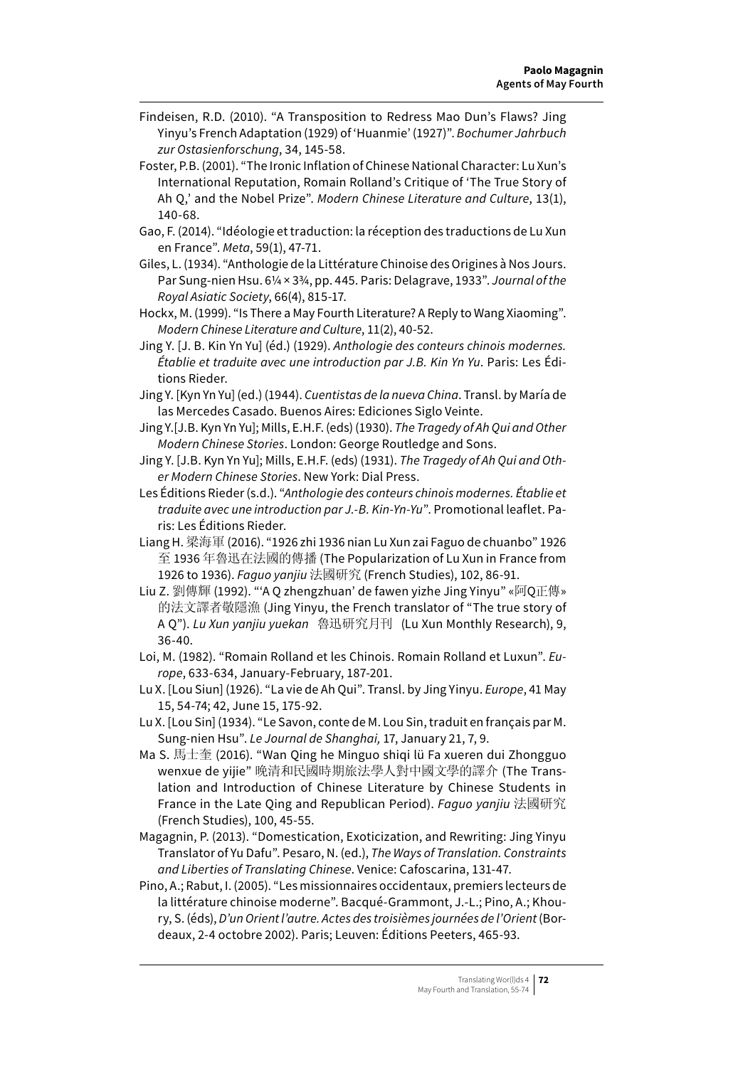Findeisen, R.D. (2010). “A Transposition to Redress Mao Dun’s Flaws? Jing Yinyu’s French Adaptation (1929) of ‘Huanmie’ (1927)”. *Bochumer Jahrbuch zur Ostasienforschung*, 34, 145-58.

Foster, P.B. (2001). “The Ironic Inflation of Chinese National Character: Lu Xun’s International Reputation, Romain Rolland’s Critique of ‘The True Story of Ah Q,’ and the Nobel Prize”. *Modern Chinese Literature and Culture*, 13(1), 140-68.

Gao, F. (2014). “Idéologie et traduction: la réception des traductions de Lu Xun en France”. *Meta*, 59(1), 47-71.

Giles, L. (1934). “Anthologie de la Littérature Chinoise des Origines à Nos Jours. Par Sung-nien Hsu. 6¼ × 3¾, pp. 445. Paris: Delagrave, 1933”. *Journal of the Royal Asiatic Society*, 66(4), 815-17.

Hockx, M. (1999). “Is There a May Fourth Literature? A Reply to Wang Xiaoming”. *Modern Chinese Literature and Culture*, 11(2), 40-52.

Jing Y. [J. B. Kin Yn Yu] (éd.) (1929). *Anthologie des conteurs chinois modernes. Établie et traduite avec une introduction par J.B. Kin Yn Yu*. Paris: Les Éditions Rieder.

Jing Y. [Kyn Yn Yu] (ed.) (1944). *Cuentistas de la nueva China*. Transl. by María de las Mercedes Casado. Buenos Aires: Ediciones Siglo Veinte.

Jing Y.[J.B. Kyn Yn Yu]; Mills, E.H.F. (eds) (1930). *The Tragedy of Ah Qui and Other Modern Chinese Stories*. London: George Routledge and Sons.

Jing Y. [J.B. Kyn Yn Yu]; Mills, E.H.F. (eds) (1931). *The Tragedy of Ah Qui and Other Modern Chinese Stories*. New York: Dial Press.

Les Éditions Rieder (s.d.). “*Anthologie des conteurs chinois modernes. Établie et traduite avec une introduction par J.-B. Kin-Yn-Yu*”. Promotional leaflet. Paris: Les Éditions Rieder.

Liang H. 梁海軍 (2016). “1926 zhi 1936 nian Lu Xun zai Faguo de chuanbo” 1926 至 1936 年魯迅在法國的傳播 (The Popularization of Lu Xun in France from 1926 to 1936). *Faguo yanjiu* 法國研究 (French Studies), 102, 86-91.

Liu Z. 劉傳輝 (1992). “‘A Q zhengzhuan’ de fawen yizhe Jing Yinyu” «阿Q正傳» 的法文譯者敬隱漁 (Jing Yinyu, the French translator of “The true story of A Q”). *Lu Xun yanjiu yuekan* 魯迅研究月刊 (Lu Xun Monthly Research), 9, 36-40.

Loi, M. (1982). “Romain Rolland et les Chinois. Romain Rolland et Luxun”. *Europe*, 633-634, January-February, 187-201.

Lu X. [Lou Siun] (1926). “La vie de Ah Qui”. Transl. by Jing Yinyu. *Europe*, 41 May 15, 54-74; 42, June 15, 175-92.

Lu X. [Lou Sin] (1934). “Le Savon, conte de M. Lou Sin, traduit en français par M. Sung-nien Hsu”. *Le Journal de Shanghai,* 17, January 21, 7, 9.

Ma S. 馬士奎 (2016). “Wan Qing he Minguo shiqi lü Fa xueren dui Zhongguo wenxue de yijie” 晚清和民國時期旅法學人對中國文學的譯介 (The Translation and Introduction of Chinese Literature by Chinese Students in France in the Late Qing and Republican Period). *Faguo yanjiu* 法國研究 (French Studies), 100, 45-55.

Magagnin, P. (2013). “Domestication, Exoticization, and Rewriting: Jing Yinyu Translator of Yu Dafu”. Pesaro, N. (ed.), *The Ways of Translation. Constraints and Liberties of Translating Chinese*. Venice: Cafoscarina, 131-47.

Pino, A.; Rabut, I. (2005). “Les missionnaires occidentaux, premiers lecteurs de la littérature chinoise moderne”. Bacqué-Grammont, J.-L.; Pino, A.; Khoury, S. (éds), *D’un Orient l’autre. Actes des troisièmes journées de l’Orient* (Bordeaux, 2-4 octobre 2002). Paris; Leuven: Éditions Peeters, 465-93.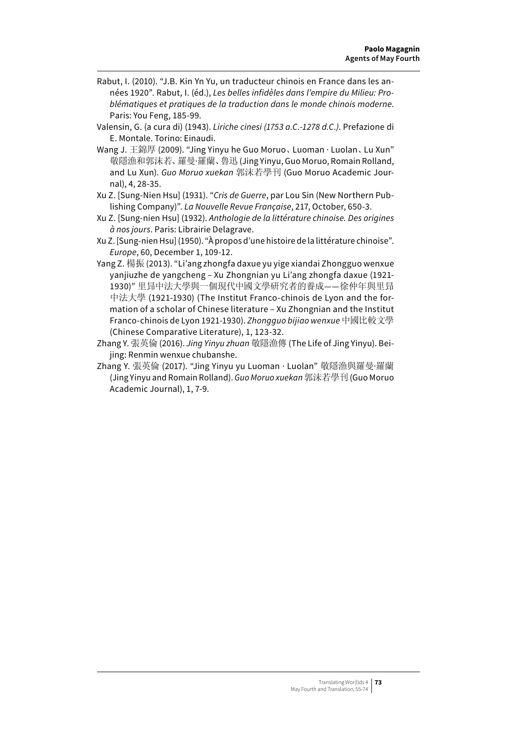Rabut, I. (2010). “J.B. Kin Yn Yu, un traducteur chinois en France dans les années 1920”. Rabut, I. (éd.), *Les belles infidèles dans l’empire du Milieu: Problématiques et pratiques de la traduction dans le monde chinois moderne*. Paris: You Feng, 185-99.

Valensin, G. (a cura di) (1943). *Liriche cinesi (1753 a.C.-1278 d.C.)*. Prefazione di E. Montale. Torino: Einaudi.

Wang J. 王錦厚 (2009). “Jing Yinyu he Guo Moruo、Luoman · Luolan、Lu Xun” 敬隱漁和郭沫若、羅曼·羅蘭、魯迅 (Jing Yinyu, Guo Moruo, Romain Rolland, and Lu Xun). *Guo Moruo xuekan* 郭沫若學刊 (Guo Moruo Academic Journal), 4, 28-35.

Xu Z. [Sung-Nien Hsu] (1931). “*Cris de Guerre*, par Lou Sin (New Northern Publishing Company)”. *La Nouvelle Revue Française*, 217, October, 650-3.

Xu Z. [Sung-nien Hsu] (1932). *Anthologie de la littérature chinoise. Des origines à nos jours*. Paris: Librairie Delagrave.

Xu Z. [Sung-nien Hsu] (1950). “À propos d’une histoire de la littérature chinoise”. *Europe*, 60, December 1, 109-12.

Yang Z. 楊振 (2013). “Li’ang zhongfa daxue yu yige xiandai Zhongguo wenxue yanjiuzhe de yangcheng – Xu Zhongnian yu Li’ang zhongfa daxue (1921-1930)” 里昂中法大學與一個現代中國文學研究者的養成——徐仲年與里昂中法大學 (1921-1930) (The Institut Franco-chinois de Lyon and the formation of a scholar of Chinese literature – Xu Zhongnian and the Institut Franco-chinois de Lyon 1921-1930). *Zhongguo bijiao wenxue* 中國比較文學 (Chinese Comparative Literature), 1, 123-32.

Zhang Y. 張英倫 (2016). *Jing Yinyu zhuan* 敬隱漁傳 (The Life of Jing Yinyu). Beijing: Renmin wenxue chubanshe.

Zhang Y. 張英倫 (2017). “Jing Yinyu yu Luoman · Luolan” 敬隱漁與羅曼·羅蘭 (Jing Yinyu and Romain Rolland). *Guo Moruo xuekan* 郭沫若學刊 (Guo Moruo Academic Journal), 1, 7-9.